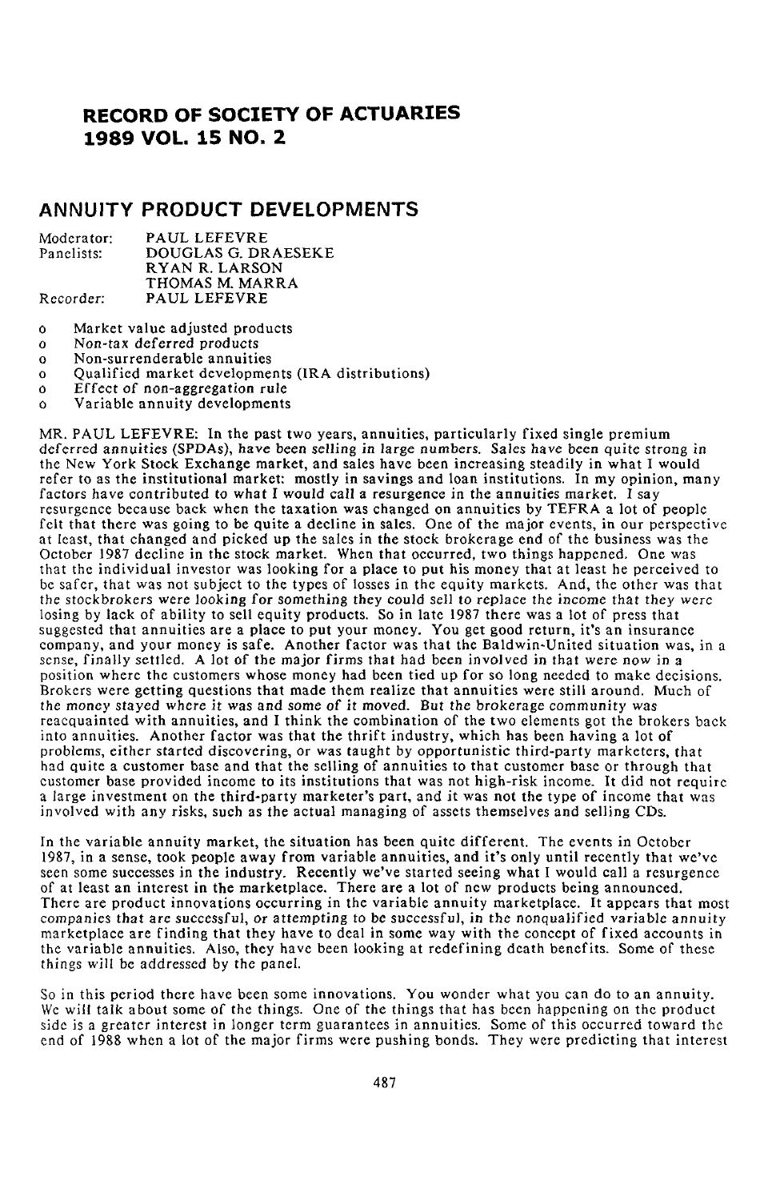# RECORD OF SOCIETY OF ACTUARIES 1989 VOL. 15 NO. 2

## ANNUITY PRODUCT DEVELOPMENTS

| | |
|---|---|
| Moderator: | PAUL LEFEVRE |
| Panelists: | DOUGLAS G. DRAESEKE |
| | RYAN R. LARSON |
| | THOMAS M. MARRA |
| Recorder: | PAUL LEFEVRE |

- Market value adjusted products
- Non-tax deferred products
- Non-surrenderable annuities
- Qualified market developments (IRA distributions)
- Effect of non-aggregation rule
- Variable annuity developments

MR. PAUL LEFEVRE: In the past two years, annuities, particularly fixed single premium deferred annuities (SPDAs), have been selling in large numbers. Sales have been quite strong in the New York Stock Exchange market, and sales have been increasing steadily in what I would refer to as the institutional market: mostly in savings and loan institutions. In my opinion, many factors have contributed to what I would call a resurgence in the annuities market. I say resurgence because back when the taxation was changed on annuities by TEFRA a lot of people felt that there was going to be quite a decline in sales. One of the major events, in our perspective at least, that changed and picked up the sales in the stock brokerage end of the business was the October 1987 decline in the stock market. When that occurred, two things happened. One was that the individual investor was looking for a place to put his money that at least he perceived to be safer, that was not subject to the types of losses in the equity markets. And, the other was that the stockbrokers were looking for something they could sell to replace the income that they were losing by lack of ability to sell equity products. So in late 1987 there was a lot of press that suggested that annuities are a place to put your money. You get good return, it's an insurance company, and your money is safe. Another factor was that the Baldwin-United situation was, in a sense, finally settled. A lot of the major firms that had been involved in that were now in a position where the customers whose money had been tied up for so long needed to make decisions. Brokers were getting questions that made them realize that annuities were still around. Much of the money stayed where it was and some of it moved. But the brokerage community was reacquainted with annuities, and I think the combination of the two elements got the brokers back into annuities. Another factor was that the thrift industry, which has been having a lot of problems, either started discovering, or was taught by opportunistic third-party marketers, that had quite a customer base and that the selling of annuities to that customer base or through that customer base provided income to its institutions that was not high-risk income. It did not require a large investment on the third-party marketer's part, and it was not the type of income that was involved with any risks, such as the actual managing of assets themselves and selling CDs.

In the variable annuity market, the situation has been quite different. The events in October 1987, in a sense, took people away from variable annuities, and it's only until recently that we've seen some successes in the industry. Recently we've started seeing what I would call a resurgence of at least an interest in the marketplace. There are a lot of new products being announced. There are product innovations occurring in the variable annuity marketplace. It appears that most companies that are successful, or attempting to be successful, in the nonqualified variable annuity marketplace are finding that they have to deal in some way with the concept of fixed accounts in the variable annuities. Also, they have been looking at redefining death benefits. Some of these things will be addressed by the panel.

So in this period there have been some innovations. You wonder what you can do to an annuity. We will talk about some of the things. One of the things that has been happening on the product side is a greater interest in longer term guarantees in annuities. Some of this occurred toward the end of 1988 when a lot of the major firms were pushing bonds. They were predicting that interest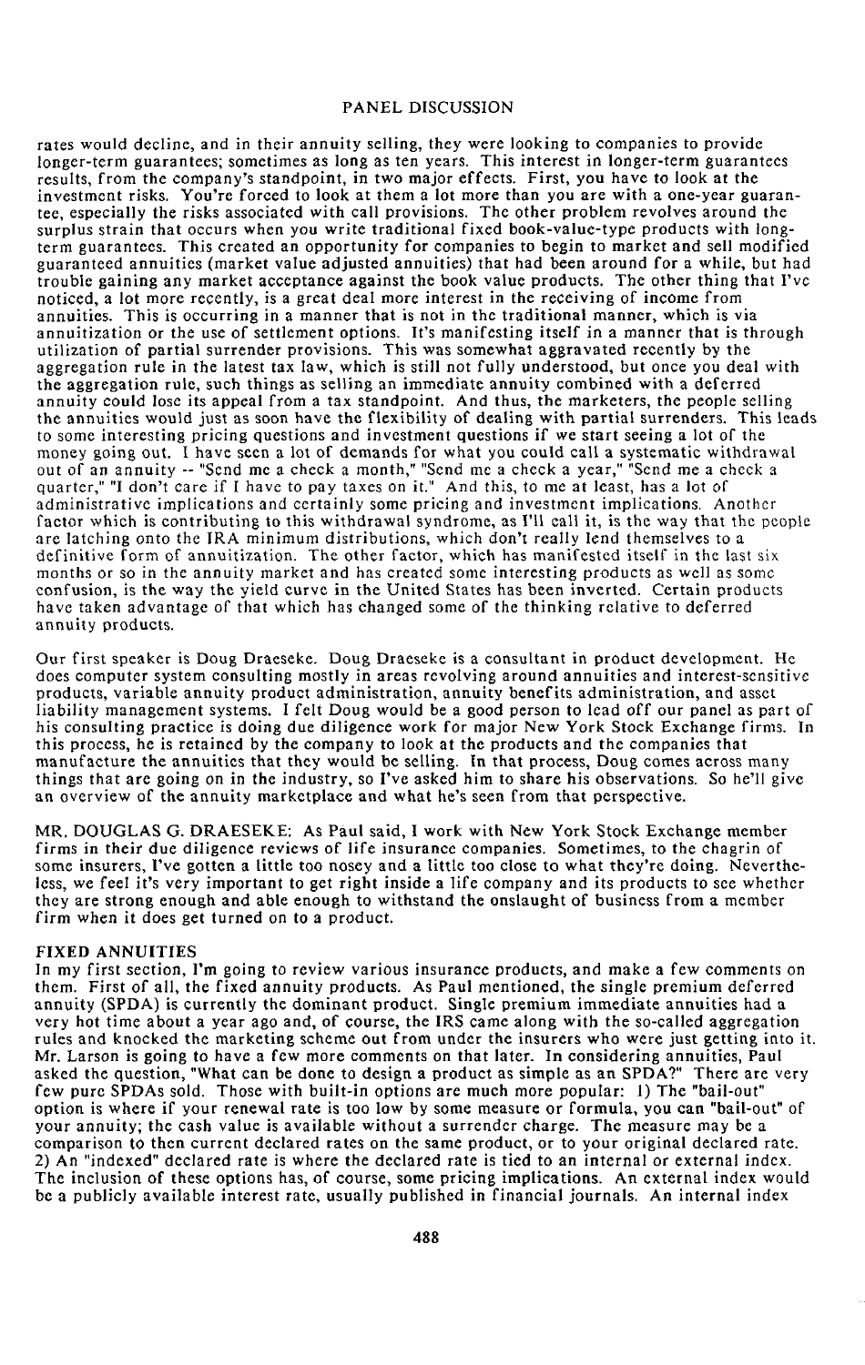rates would decline, and in their annuity selling, they were looking to companies to provide longer-term guarantees; sometimes as long as ten years. This interest in longer-term guarantees results, from the company's standpoint, in two major effects. First, you have to look at the investment risks. You're forced to look at them a lot more than you are with a one-year guarantee, especially the risks associated with call provisions. The other problem revolves around the surplus strain that occurs when you write traditional fixed book-value-type products with long-term guarantees. This created an opportunity for companies to begin to market and sell modified guaranteed annuities (market value adjusted annuities) that had been around for a while, but had trouble gaining any market acceptance against the book value products. The other thing that I've noticed, a lot more recently, is a great deal more interest in the receiving of income from annuities. This is occurring in a manner that is not in the traditional manner, which is via annuitization or the use of settlement options. It's manifesting itself in a manner that is through utilization of partial surrender provisions. This was somewhat aggravated recently by the aggregation rule in the latest tax law, which is still not fully understood, but once you deal with the aggregation rule, such things as selling an immediate annuity combined with a deferred annuity could lose its appeal from a tax standpoint. And thus, the marketers, the people selling the annuities would just as soon have the flexibility of dealing with partial surrenders. This leads to some interesting pricing questions and investment questions if we start seeing a lot of the money going out. I have seen a lot of demands for what you could call a systematic withdrawal out of an annuity -- "Send me a check a month," "Send me a check a year," "Send me a check a quarter," "I don't care if I have to pay taxes on it." And this, to me at least, has a lot of administrative implications and certainly some pricing and investment implications. Another factor which is contributing to this withdrawal syndrome, as I'll call it, is the way that the people are latching onto the IRA minimum distributions, which don't really lend themselves to a definitive form of annuitization. The other factor, which has manifested itself in the last six months or so in the annuity market and has created some interesting products as well as some confusion, is the way the yield curve in the United States has been inverted. Certain products have taken advantage of that which has changed some of the thinking relative to deferred annuity products.

Our first speaker is Doug Draeseke. Doug Draeseke is a consultant in product development. He does computer system consulting mostly in areas revolving around annuities and interest-sensitive products, variable annuity product administration, annuity benefits administration, and asset liability management systems. I felt Doug would be a good person to lead off our panel as part of his consulting practice is doing due diligence work for major New York Stock Exchange firms. In this process, he is retained by the company to look at the products and the companies that manufacture the annuities that they would be selling. In that process, Doug comes across many things that are going on in the industry, so I've asked him to share his observations. So he'll give an overview of the annuity marketplace and what he's seen from that perspective.

MR. DOUGLAS G. DRAESEKE: As Paul said, I work with New York Stock Exchange member firms in their due diligence reviews of life insurance companies. Sometimes, to the chagrin of some insurers, I've gotten a little too nosey and a little too close to what they're doing. Nevertheless, we feel it's very important to get right inside a life company and its products to see whether they are strong enough and able enough to withstand the onslaught of business from a member firm when it does get turned on to a product.

## FIXED ANNUITIES

In my first section, I'm going to review various insurance products, and make a few comments on them. First of all, the fixed annuity products. As Paul mentioned, the single premium deferred annuity (SPDA) is currently the dominant product. Single premium immediate annuities had a very hot time about a year ago and, of course, the IRS came along with the so-called aggregation rules and knocked the marketing scheme out from under the insurers who were just getting into it. Mr. Larson is going to have a few more comments on that later. In considering annuities, Paul asked the question, "What can be done to design a product as simple as an SPDA?" There are very few pure SPDAs sold. Those with built-in options are much more popular: 1) The "bail-out" option is where if your renewal rate is too low by some measure or formula, you can "bail-out" of your annuity; the cash value is available without a surrender charge. The measure may be a comparison to then current declared rates on the same product, or to your original declared rate. 2) An "indexed" declared rate is where the declared rate is tied to an internal or external index. The inclusion of these options has, of course, some pricing implications. An external index would be a publicly available interest rate, usually published in financial journals. An internal index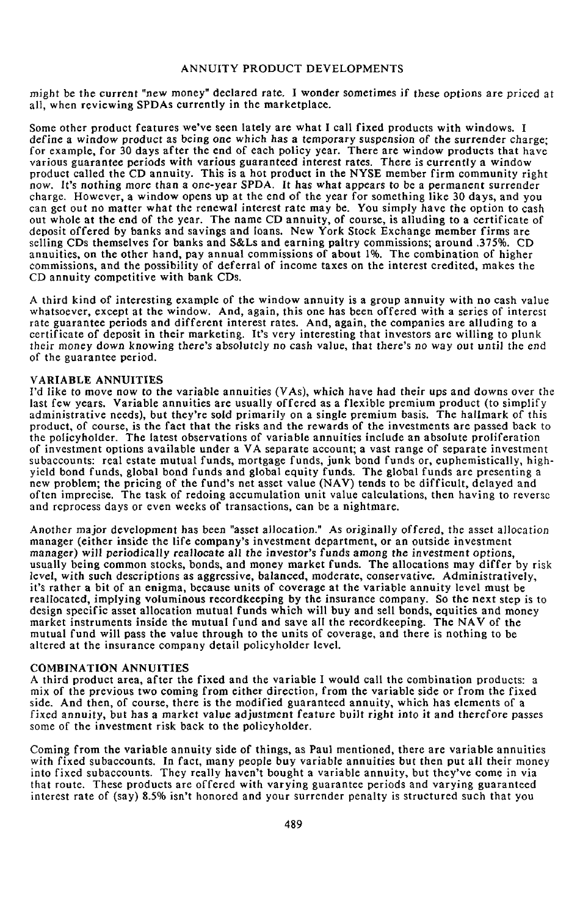might be the current "new money" declared rate. I wonder sometimes if these options are priced at all, when reviewing SPDAs currently in the marketplace.

Some other product features we've seen lately are what I call fixed products with windows. I define a window product as being one which has a temporary suspension of the surrender charge; for example, for 30 days after the end of each policy year. There are window products that have various guarantee periods with various guaranteed interest rates. There is currently a window product called the CD annuity. This is a hot product in the NYSE member firm community right now. It's nothing more than a one-year SPDA. It has what appears to be a permanent surrender charge. However, a window opens up at the end of the year for something like 30 days, and you can get out no matter what the renewal interest rate may be. You simply have the option to cash out whole at the end of the year. The name CD annuity, of course, is alluding to a certificate of deposit offered by banks and savings and loans. New York Stock Exchange member firms are selling CDs themselves for banks and S&Ls and earning paltry commissions; around .375%. CD annuities, on the other hand, pay annual commissions of about 1%. The combination of higher commissions, and the possibility of deferral of income taxes on the interest credited, makes the CD annuity competitive with bank CDs.

A third kind of interesting example of the window annuity is a group annuity with no cash value whatsoever, except at the window. And, again, this one has been offered with a series of interest rate guarantee periods and different interest rates. And, again, the companies are alluding to a certificate of deposit in their marketing. It's very interesting that investors are willing to plunk their money down knowing there's absolutely no cash value, that there's no way out until the end of the guarantee period.

## VARIABLE ANNUITIES

I'd like to move now to the variable annuities (VAs), which have had their ups and downs over the last few years. Variable annuities are usually offered as a flexible premium product (to simplify administrative needs), but they're sold primarily on a single premium basis. The hallmark of this product, of course, is the fact that the risks and the rewards of the investments are passed back to the policyholder. The latest observations of variable annuities include an absolute proliferation of investment options available under a VA separate account; a vast range of separate investment subaccounts: real estate mutual funds, mortgage funds, junk bond funds or, euphemistically, high-yield bond funds, global bond funds and global equity funds. The global funds are presenting a new problem; the pricing of the fund's net asset value (NAV) tends to be difficult, delayed and often imprecise. The task of redoing accumulation unit value calculations, then having to reverse and reprocess days or even weeks of transactions, can be a nightmare.

Another major development has been "asset allocation." As originally offered, the asset allocation manager (either inside the life company's investment department, or an outside investment manager) will periodically reallocate all the investor's funds among the investment options, usually being common stocks, bonds, and money market funds. The allocations may differ by risk level, with such descriptions as aggressive, balanced, moderate, conservative. Administratively, it's rather a bit of an enigma, because units of coverage at the variable annuity level must be reallocated, implying voluminous recordkeeping by the insurance company. So the next step is to design specific asset allocation mutual funds which will buy and sell bonds, equities and money market instruments inside the mutual fund and save all the recordkeeping. The NAV of the mutual fund will pass the value through to the units of coverage, and there is nothing to be altered at the insurance company detail policyholder level.

## COMBINATION ANNUITIES

A third product area, after the fixed and the variable I would call the combination products: a mix of the previous two coming from either direction, from the variable side or from the fixed side. And then, of course, there is the modified guaranteed annuity, which has elements of a fixed annuity, but has a market value adjustment feature built right into it and therefore passes some of the investment risk back to the policyholder.

Coming from the variable annuity side of things, as Paul mentioned, there are variable annuities with fixed subaccounts. In fact, many people buy variable annuities but then put all their money into fixed subaccounts. They really haven't bought a variable annuity, but they've come in via that route. These products are offered with varying guarantee periods and varying guaranteed interest rate of (say) 8.5% isn't honored and your surrender penalty is structured such that you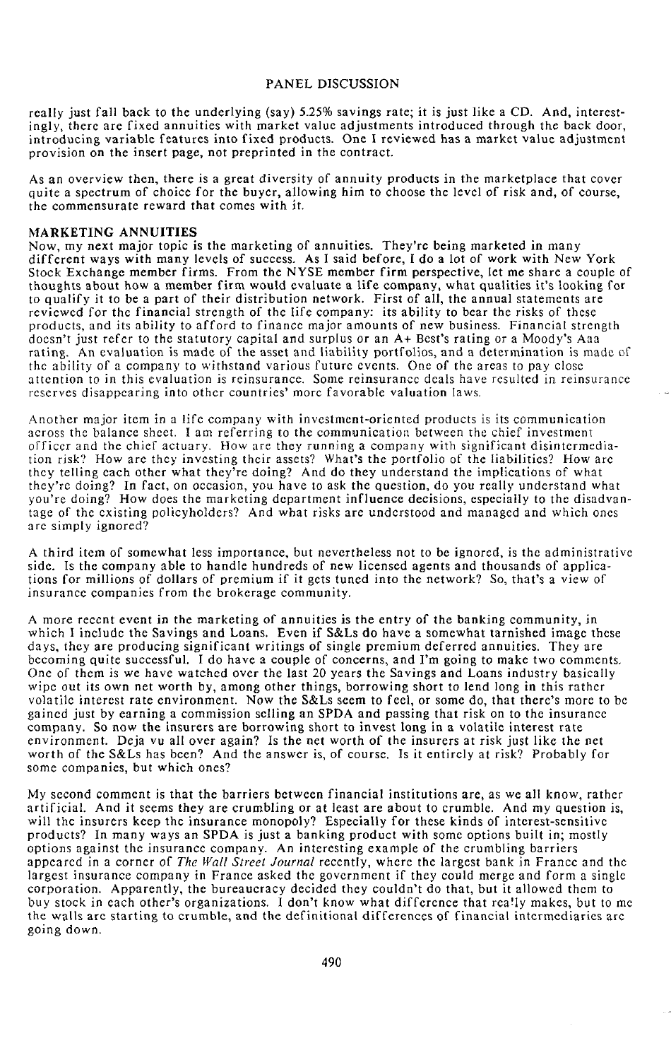really just fall back to the underlying (say) 5.25% savings rate; it is just like a CD. And, interestingly, there are fixed annuities with market value adjustments introduced through the back door, introducing variable features into fixed products. One I reviewed has a market value adjustment provision on the insert page, not preprinted in the contract.

As an overview then, there is a great diversity of annuity products in the marketplace that cover quite a spectrum of choice for the buyer, allowing him to choose the level of risk and, of course, the commensurate reward that comes with it.

## MARKETING ANNUITIES

Now, my next major topic is the marketing of annuities. They're being marketed in many different ways with many levels of success. As I said before, I do a lot of work with New York Stock Exchange member firms. From the NYSE member firm perspective, let me share a couple of thoughts about how a member firm would evaluate a life company, what qualities it's looking for to qualify it to be a part of their distribution network. First of all, the annual statements are reviewed for the financial strength of the life company: its ability to bear the risks of these products, and its ability to afford to finance major amounts of new business. Financial strength doesn't just refer to the statutory capital and surplus or an A+ Best's rating or a Moody's Aaa rating. An evaluation is made of the asset and liability portfolios, and a determination is made of the ability of a company to withstand various future events. One of the areas to pay close attention to in this evaluation is reinsurance. Some reinsurance deals have resulted in reinsurance reserves disappearing into other countries' more favorable valuation laws.

Another major item in a life company with investment-oriented products is its communication across the balance sheet. I am referring to the communication between the chief investment officer and the chief actuary. How are they running a company with significant disintermediation risk? How are they investing their assets? What's the portfolio of the liabilities? How are they telling each other what they're doing? And do they understand the implications of what they're doing? In fact, on occasion, you have to ask the question, do you really understand what you're doing? How does the marketing department influence decisions, especially to the disadvantage of the existing policyholders? And what risks are understood and managed and which ones are simply ignored?

A third item of somewhat less importance, but nevertheless not to be ignored, is the administrative side. Is the company able to handle hundreds of new licensed agents and thousands of applications for millions of dollars of premium if it gets tuned into the network? So, that's a view of insurance companies from the brokerage community.

A more recent event in the marketing of annuities is the entry of the banking community, in which I include the Savings and Loans. Even if S&Ls do have a somewhat tarnished image these days, they are producing significant writings of single premium deferred annuities. They are becoming quite successful. I do have a couple of concerns, and I'm going to make two comments. One of them is we have watched over the last 20 years the Savings and Loans industry basically wipe out its own net worth by, among other things, borrowing short to lend long in this rather volatile interest rate environment. Now the S&Ls seem to feel, or some do, that there's more to be gained just by earning a commission selling an SPDA and passing that risk on to the insurance company. So now the insurers are borrowing short to invest long in a volatile interest rate environment. Deja vu all over again? Is the net worth of the insurers at risk just like the net worth of the S&Ls has been? And the answer is, of course. Is it entirely at risk? Probably for some companies, but which ones?

My second comment is that the barriers between financial institutions are, as we all know, rather artificial. And it seems they are crumbling or at least are about to crumble. And my question is, will the insurers keep the insurance monopoly? Especially for these kinds of interest-sensitive products? In many ways an SPDA is just a banking product with some options built in; mostly options against the insurance company. An interesting example of the crumbling barriers appeared in a corner of *The Wall Street Journal* recently, where the largest bank in France and the largest insurance company in France asked the government if they could merge and form a single corporation. Apparently, the bureaucracy decided they couldn't do that, but it allowed them to buy stock in each other's organizations. I don't know what difference that really makes, but to me the walls are starting to crumble, and the definitional differences of financial intermediaries are going down.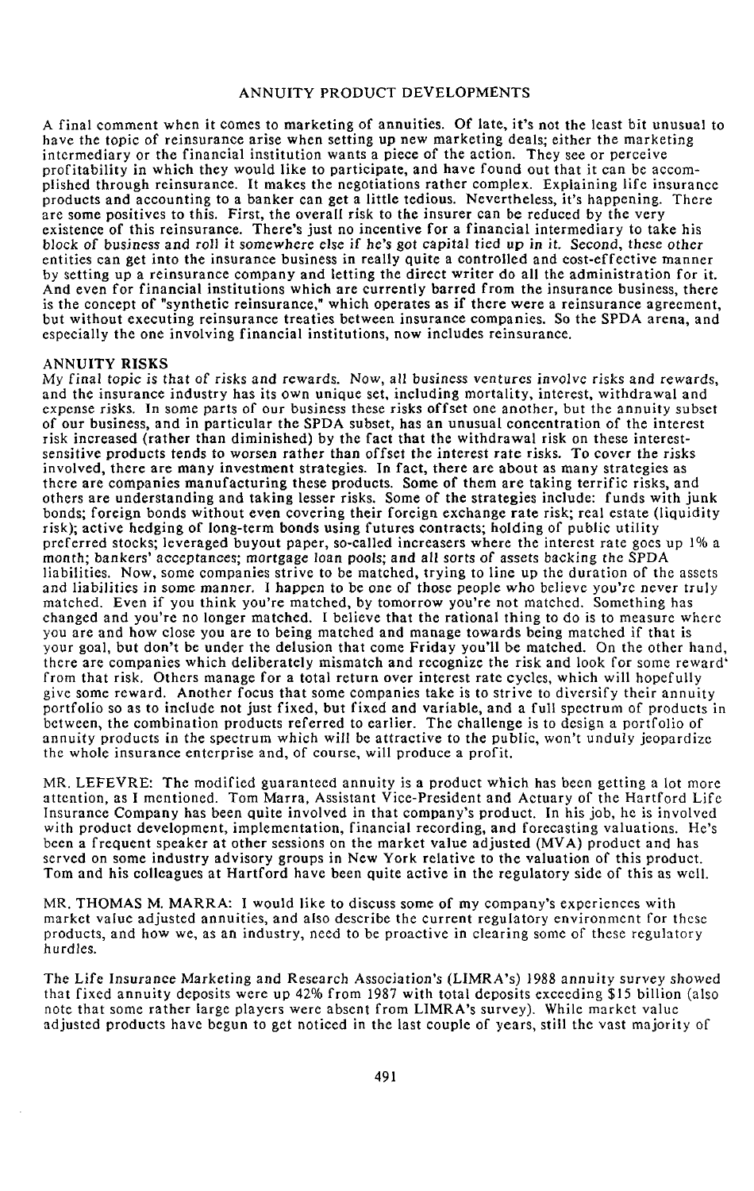A final comment when it comes to marketing of annuities. Of late, it's not the least bit unusual to have the topic of reinsurance arise when setting up new marketing deals; either the marketing intermediary or the financial institution wants a piece of the action. They see or perceive profitability in which they would like to participate, and have found out that it can be accomplished through reinsurance. It makes the negotiations rather complex. Explaining life insurance products and accounting to a banker can get a little tedious. Nevertheless, it's happening. There are some positives to this. First, the overall risk to the insurer can be reduced by the very existence of this reinsurance. There's just no incentive for a financial intermediary to take his block of business and roll it somewhere else if he's got capital tied up in it. Second, these other entities can get into the insurance business in really quite a controlled and cost-effective manner by setting up a reinsurance company and letting the direct writer do all the administration for it. And even for financial institutions which are currently barred from the insurance business, there is the concept of "synthetic reinsurance," which operates as if there were a reinsurance agreement, but without executing reinsurance treaties between insurance companies. So the SPDA arena, and especially the one involving financial institutions, now includes reinsurance.

## ANNUITY RISKS

My final topic is that of risks and rewards. Now, all business ventures involve risks and rewards, and the insurance industry has its own unique set, including mortality, interest, withdrawal and expense risks. In some parts of our business these risks offset one another, but the annuity subset of our business, and in particular the SPDA subset, has an unusual concentration of the interest risk increased (rather than diminished) by the fact that the withdrawal risk on these interest-sensitive products tends to worsen rather than offset the interest rate risks. To cover the risks involved, there are many investment strategies. In fact, there are about as many strategies as there are companies manufacturing these products. Some of them are taking terrific risks, and others are understanding and taking lesser risks. Some of the strategies include: funds with junk bonds; foreign bonds without even covering their foreign exchange rate risk; real estate (liquidity risk); active hedging of long-term bonds using futures contracts; holding of public utility preferred stocks; leveraged buyout paper, so-called increasers where the interest rate goes up 1% a month; bankers' acceptances; mortgage loan pools; and all sorts of assets backing the SPDA liabilities. Now, some companies strive to be matched, trying to line up the duration of the assets and liabilities in some manner. I happen to be one of those people who believe you're never truly matched. Even if you think you're matched, by tomorrow you're not matched. Something has changed and you're no longer matched. I believe that the rational thing to do is to measure where you are and how close you are to being matched and manage towards being matched if that is your goal, but don't be under the delusion that come Friday you'll be matched. On the other hand, there are companies which deliberately mismatch and recognize the risk and look for some reward from that risk. Others manage for a total return over interest rate cycles, which will hopefully give some reward. Another focus that some companies take is to strive to diversify their annuity portfolio so as to include not just fixed, but fixed and variable, and a full spectrum of products in between, the combination products referred to earlier. The challenge is to design a portfolio of annuity products in the spectrum which will be attractive to the public, won't unduly jeopardize the whole insurance enterprise and, of course, will produce a profit.

MR. LEFEVRE: The modified guaranteed annuity is a product which has been getting a lot more attention, as I mentioned. Tom Marra, Assistant Vice-President and Actuary of the Hartford Life Insurance Company has been quite involved in that company's product. In his job, he is involved with product development, implementation, financial recording, and forecasting valuations. He's been a frequent speaker at other sessions on the market value adjusted (MVA) product and has served on some industry advisory groups in New York relative to the valuation of this product. Tom and his colleagues at Hartford have been quite active in the regulatory side of this as well.

MR. THOMAS M. MARRA: I would like to discuss some of my company's experiences with market value adjusted annuities, and also describe the current regulatory environment for these products, and how we, as an industry, need to be proactive in clearing some of these regulatory hurdles.

The Life Insurance Marketing and Research Association's (LIMRA's) 1988 annuity survey showed that fixed annuity deposits were up 42% from 1987 with total deposits exceeding $15 billion (also note that some rather large players were absent from LIMRA's survey). While market value adjusted products have begun to get noticed in the last couple of years, still the vast majority of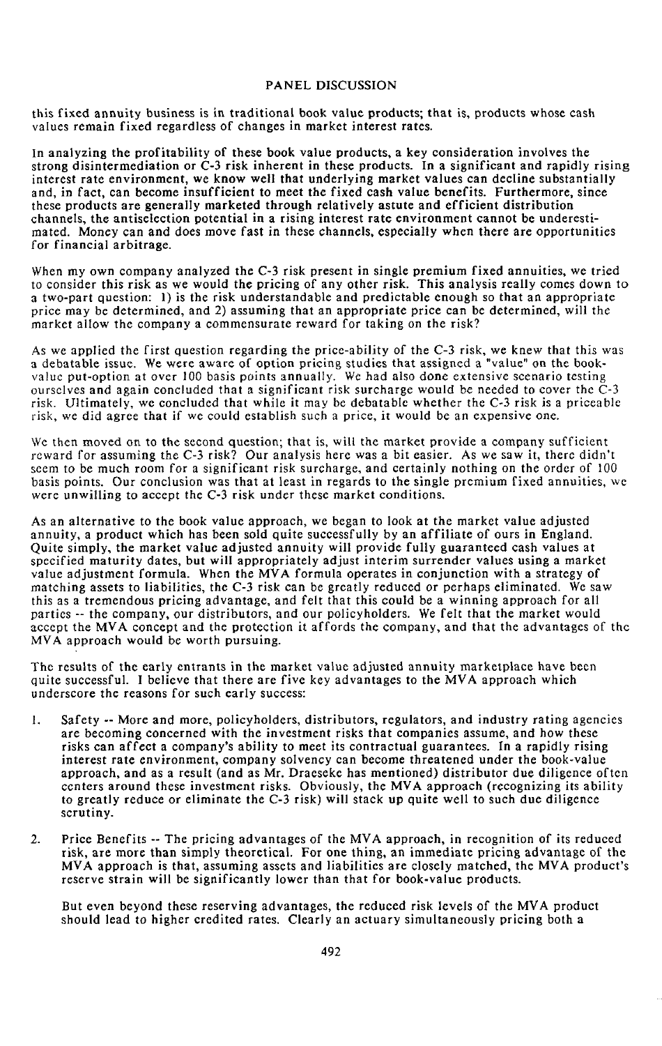this fixed annuity business is in traditional book value products; that is, products whose cash values remain fixed regardless of changes in market interest rates.

In analyzing the profitability of these book value products, a key consideration involves the strong disintermediation or C-3 risk inherent in these products. In a significant and rapidly rising interest rate environment, we know well that underlying market values can decline substantially and, in fact, can become insufficient to meet the fixed cash value benefits. Furthermore, since these products are generally marketed through relatively astute and efficient distribution channels, the antiselection potential in a rising interest rate environment cannot be underestimated. Money can and does move fast in these channels, especially when there are opportunities for financial arbitrage.

When my own company analyzed the C-3 risk present in single premium fixed annuities, we tried to consider this risk as we would the pricing of any other risk. This analysis really comes down to a two-part question: 1) is the risk understandable and predictable enough so that an appropriate price may be determined, and 2) assuming that an appropriate price can be determined, will the market allow the company a commensurate reward for taking on the risk?

As we applied the first question regarding the price-ability of the C-3 risk, we knew that this was a debatable issue. We were aware of option pricing studies that assigned a "value" on the book-value put-option at over 100 basis points annually. We had also done extensive scenario testing ourselves and again concluded that a significant risk surcharge would be needed to cover the C-3 risk. Ultimately, we concluded that while it may be debatable whether the C-3 risk is a priceable risk, we did agree that if we could establish such a price, it would be an expensive one.

We then moved on to the second question; that is, will the market provide a company sufficient reward for assuming the C-3 risk? Our analysis here was a bit easier. As we saw it, there didn't seem to be much room for a significant risk surcharge, and certainly nothing on the order of 100 basis points. Our conclusion was that at least in regards to the single premium fixed annuities, we were unwilling to accept the C-3 risk under these market conditions.

As an alternative to the book value approach, we began to look at the market value adjusted annuity, a product which has been sold quite successfully by an affiliate of ours in England. Quite simply, the market value adjusted annuity will provide fully guaranteed cash values at specified maturity dates, but will appropriately adjust interim surrender values using a market value adjustment formula. When the MVA formula operates in conjunction with a strategy of matching assets to liabilities, the C-3 risk can be greatly reduced or perhaps eliminated. We saw this as a tremendous pricing advantage, and felt that this could be a winning approach for all parties -- the company, our distributors, and our policyholders. We felt that the market would accept the MVA concept and the protection it affords the company, and that the advantages of the MVA approach would be worth pursuing.

The results of the early entrants in the market value adjusted annuity marketplace have been quite successful. I believe that there are five key advantages to the MVA approach which underscore the reasons for such early success:

1. Safety -- More and more, policyholders, distributors, regulators, and industry rating agencies are becoming concerned with the investment risks that companies assume, and how these risks can affect a company's ability to meet its contractual guarantees. In a rapidly rising interest rate environment, company solvency can become threatened under the book-value approach, and as a result (and as Mr. Draeseke has mentioned) distributor due diligence often centers around these investment risks. Obviously, the MVA approach (recognizing its ability to greatly reduce or eliminate the C-3 risk) will stack up quite well to such due diligence scrutiny.

2. Price Benefits -- The pricing advantages of the MVA approach, in recognition of its reduced risk, are more than simply theoretical. For one thing, an immediate pricing advantage of the MVA approach is that, assuming assets and liabilities are closely matched, the MVA product's reserve strain will be significantly lower than that for book-value products.

   But even beyond these reserving advantages, the reduced risk levels of the MVA product should lead to higher credited rates. Clearly an actuary simultaneously pricing both a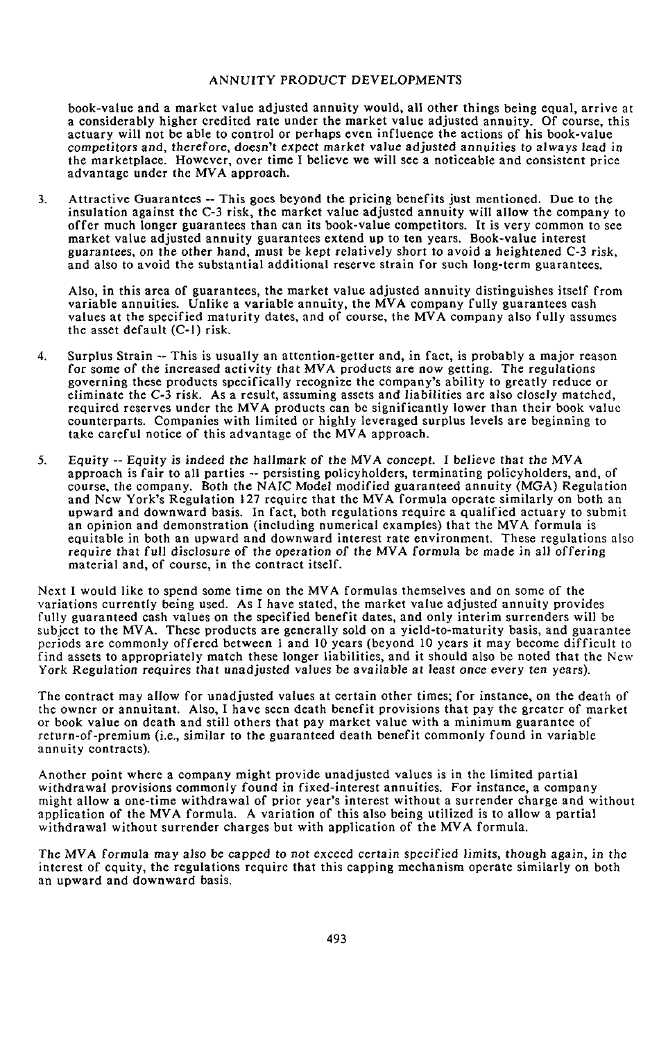book-value and a market value adjusted annuity would, all other things being equal, arrive at a considerably higher credited rate under the market value adjusted annuity. Of course, this actuary will not be able to control or perhaps even influence the actions of his book-value competitors and, therefore, doesn't expect market value adjusted annuities to always lead in the marketplace. However, over time I believe we will see a noticeable and consistent price advantage under the MVA approach.

3. Attractive Guarantees -- This goes beyond the pricing benefits just mentioned. Due to the insulation against the C-3 risk, the market value adjusted annuity will allow the company to offer much longer guarantees than can its book-value competitors. It is very common to see market value adjusted annuity guarantees extend up to ten years. Book-value interest guarantees, on the other hand, must be kept relatively short to avoid a heightened C-3 risk, and also to avoid the substantial additional reserve strain for such long-term guarantees.

   Also, in this area of guarantees, the market value adjusted annuity distinguishes itself from variable annuities. Unlike a variable annuity, the MVA company fully guarantees cash values at the specified maturity dates, and of course, the MVA company also fully assumes the asset default (C-1) risk.

4. Surplus Strain -- This is usually an attention-getter and, in fact, is probably a major reason for some of the increased activity that MVA products are now getting. The regulations governing these products specifically recognize the company's ability to greatly reduce or eliminate the C-3 risk. As a result, assuming assets and liabilities are also closely matched, required reserves under the MVA products can be significantly lower than their book value counterparts. Companies with limited or highly leveraged surplus levels are beginning to take careful notice of this advantage of the MVA approach.

5. Equity -- Equity is indeed the hallmark of the MVA concept. I believe that the MVA approach is fair to all parties -- persisting policyholders, terminating policyholders, and, of course, the company. Both the NAIC Model modified guaranteed annuity (MGA) Regulation and New York's Regulation 127 require that the MVA formula operate similarly on both an upward and downward basis. In fact, both regulations require a qualified actuary to submit an opinion and demonstration (including numerical examples) that the MVA formula is equitable in both an upward and downward interest rate environment. These regulations also require that full disclosure of the operation of the MVA formula be made in all offering material and, of course, in the contract itself.

Next I would like to spend some time on the MVA formulas themselves and on some of the variations currently being used. As I have stated, the market value adjusted annuity provides fully guaranteed cash values on the specified benefit dates, and only interim surrenders will be subject to the MVA. These products are generally sold on a yield-to-maturity basis, and guarantee periods are commonly offered between 1 and 10 years (beyond 10 years it may become difficult to find assets to appropriately match these longer liabilities, and it should also be noted that the New York Regulation requires that unadjusted values be available at least once every ten years).

The contract may allow for unadjusted values at certain other times; for instance, on the death of the owner or annuitant. Also, I have seen death benefit provisions that pay the greater of market or book value on death and still others that pay market value with a minimum guarantee of return-of-premium (i.e., similar to the guaranteed death benefit commonly found in variable annuity contracts).

Another point where a company might provide unadjusted values is in the limited partial withdrawal provisions commonly found in fixed-interest annuities. For instance, a company might allow a one-time withdrawal of prior year's interest without a surrender charge and without application of the MVA formula. A variation of this also being utilized is to allow a partial withdrawal without surrender charges but with application of the MVA formula.

The MVA formula may also be capped to not exceed certain specified limits, though again, in the interest of equity, the regulations require that this capping mechanism operate similarly on both an upward and downward basis.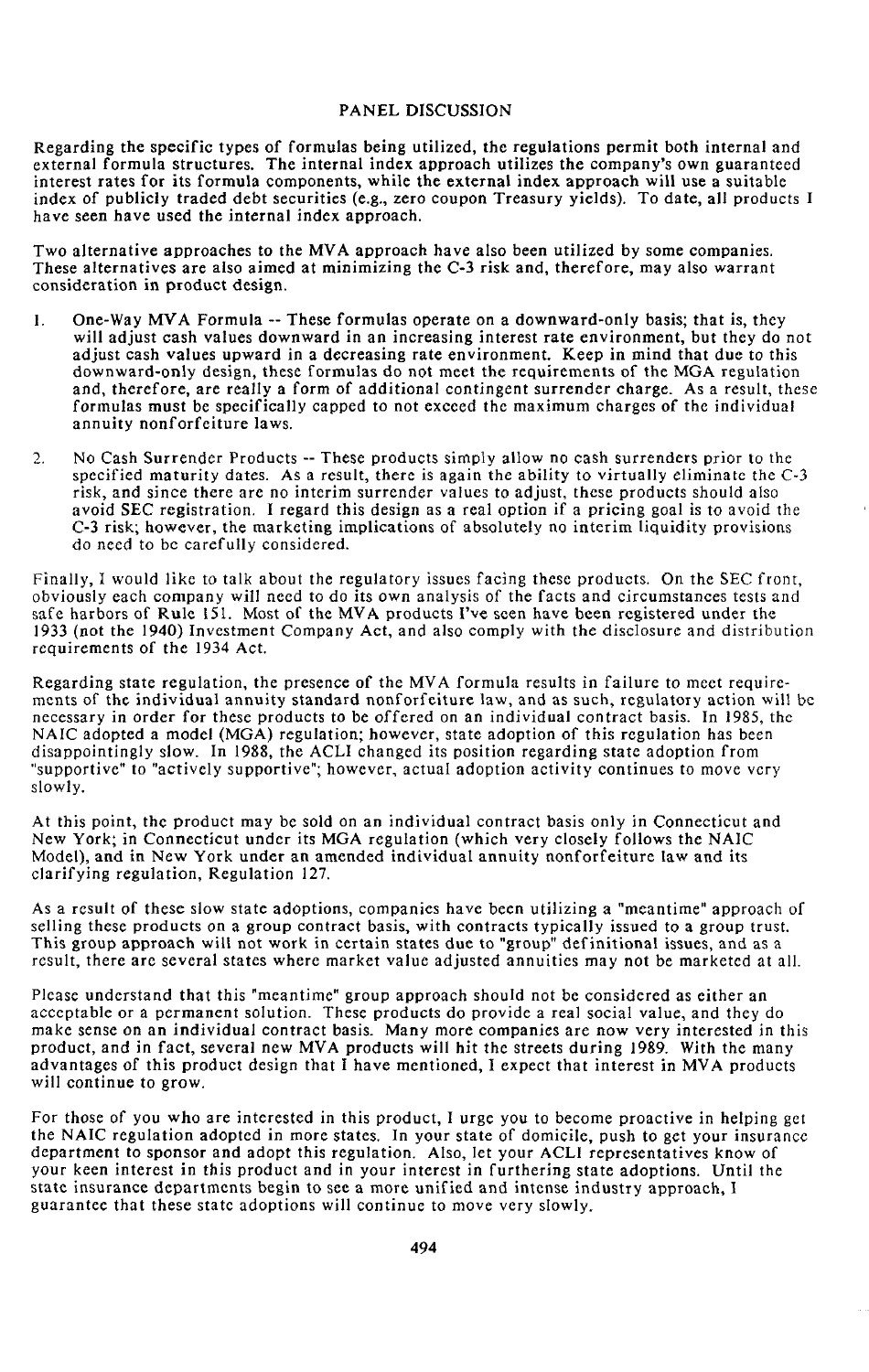PANEL DISCUSSION

Regarding the specific types of formulas being utilized, the regulations permit both internal and external formula structures. The internal index approach utilizes the company's own guaranteed interest rates for its formula components, while the external index approach will use a suitable index of publicly traded debt securities (e.g., zero coupon Treasury yields). To date, all products I have seen have used the internal index approach.

Two alternative approaches to the MVA approach have also been utilized by some companies. These alternatives are also aimed at minimizing the C-3 risk and, therefore, may also warrant consideration in product design.

1. One-Way MVA Formula -- These formulas operate on a downward-only basis; that is, they will adjust cash values downward in an increasing interest rate environment, but they do not adjust cash values upward in a decreasing rate environment. Keep in mind that due to this downward-only design, these formulas do not meet the requirements of the MGA regulation and, therefore, are really a form of additional contingent surrender charge. As a result, these formulas must be specifically capped to not exceed the maximum charges of the individual annuity nonforfeiture laws.

2. No Cash Surrender Products -- These products simply allow no cash surrenders prior to the specified maturity dates. As a result, there is again the ability to virtually eliminate the C-3 risk, and since there are no interim surrender values to adjust, these products should also avoid SEC registration. I regard this design as a real option if a pricing goal is to avoid the C-3 risk; however, the marketing implications of absolutely no interim liquidity provisions do need to be carefully considered.

Finally, I would like to talk about the regulatory issues facing these products. On the SEC front, obviously each company will need to do its own analysis of the facts and circumstances tests and safe harbors of Rule 151. Most of the MVA products I've seen have been registered under the 1933 (not the 1940) Investment Company Act, and also comply with the disclosure and distribution requirements of the 1934 Act.

Regarding state regulation, the presence of the MVA formula results in failure to meet requirements of the individual annuity standard nonforfeiture law, and as such, regulatory action will be necessary in order for these products to be offered on an individual contract basis. In 1985, the NAIC adopted a model (MGA) regulation; however, state adoption of this regulation has been disappointingly slow. In 1988, the ACLI changed its position regarding state adoption from "supportive" to "actively supportive"; however, actual adoption activity continues to move very slowly.

At this point, the product may be sold on an individual contract basis only in Connecticut and New York; in Connecticut under its MGA regulation (which very closely follows the NAIC Model), and in New York under an amended individual annuity nonforfeiture law and its clarifying regulation, Regulation 127.

As a result of these slow state adoptions, companies have been utilizing a "meantime" approach of selling these products on a group contract basis, with contracts typically issued to a group trust. This group approach will not work in certain states due to "group" definitional issues, and as a result, there are several states where market value adjusted annuities may not be marketed at all.

Please understand that this "meantime" group approach should not be considered as either an acceptable or a permanent solution. These products do provide a real social value, and they do make sense on an individual contract basis. Many more companies are now very interested in this product, and in fact, several new MVA products will hit the streets during 1989. With the many advantages of this product design that I have mentioned, I expect that interest in MVA products will continue to grow.

For those of you who are interested in this product, I urge you to become proactive in helping get the NAIC regulation adopted in more states. In your state of domicile, push to get your insurance department to sponsor and adopt this regulation. Also, let your ACLI representatives know of your keen interest in this product and in your interest in furthering state adoptions. Until the state insurance departments begin to see a more unified and intense industry approach, I guarantee that these state adoptions will continue to move very slowly.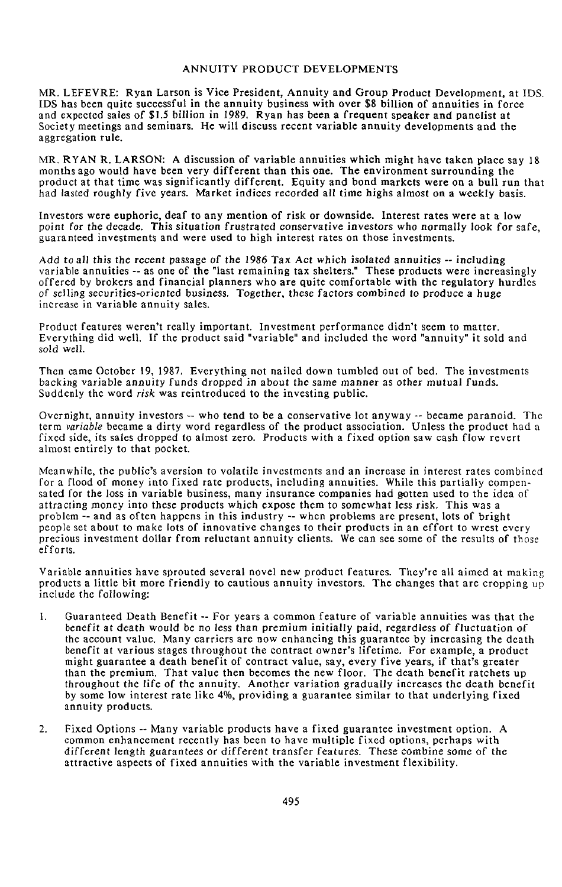## ANNUITY PRODUCT DEVELOPMENTS

MR. LEFEVRE: Ryan Larson is Vice President, Annuity and Group Product Development, at IDS. IDS has been quite successful in the annuity business with over $8 billion of annuities in force and expected sales of $1.5 billion in 1989. Ryan has been a frequent speaker and panelist at Society meetings and seminars. He will discuss recent variable annuity developments and the aggregation rule.

MR. RYAN R. LARSON: A discussion of variable annuities which might have taken place say 18 months ago would have been very different than this one. The environment surrounding the product at that time was significantly different. Equity and bond markets were on a bull run that had lasted roughly five years. Market indices recorded all time highs almost on a weekly basis.

Investors were euphoric, deaf to any mention of risk or downside. Interest rates were at a low point for the decade. This situation frustrated conservative investors who normally look for safe, guaranteed investments and were used to high interest rates on those investments.

Add to all this the recent passage of the 1986 Tax Act which isolated annuities -- including variable annuities -- as one of the "last remaining tax shelters." These products were increasingly offered by brokers and financial planners who are quite comfortable with the regulatory hurdles of selling securities-oriented business. Together, these factors combined to produce a huge increase in variable annuity sales.

Product features weren't really important. Investment performance didn't seem to matter. Everything did well. If the product said "variable" and included the word "annuity" it sold and sold well.

Then came October 19, 1987. Everything not nailed down tumbled out of bed. The investments backing variable annuity funds dropped in about the same manner as other mutual funds. Suddenly the word *risk* was reintroduced to the investing public.

Overnight, annuity investors -- who tend to be a conservative lot anyway -- became paranoid. The term *variable* became a dirty word regardless of the product association. Unless the product had a fixed side, its sales dropped to almost zero. Products with a fixed option saw cash flow revert almost entirely to that pocket.

Meanwhile, the public's aversion to volatile investments and an increase in interest rates combined for a flood of money into fixed rate products, including annuities. While this partially compensated for the loss in variable business, many insurance companies had gotten used to the idea of attracting money into these products which expose them to somewhat less risk. This was a problem -- and as often happens in this industry -- when problems are present, lots of bright people set about to make lots of innovative changes to their products in an effort to wrest every precious investment dollar from reluctant annuity clients. We can see some of the results of those efforts.

Variable annuities have sprouted several novel new product features. They're all aimed at making products a little bit more friendly to cautious annuity investors. The changes that are cropping up include the following:

1. Guaranteed Death Benefit -- For years a common feature of variable annuities was that the benefit at death would be no less than premium initially paid, regardless of fluctuation of the account value. Many carriers are now enhancing this guarantee by increasing the death benefit at various stages throughout the contract owner's lifetime. For example, a product might guarantee a death benefit of contract value, say, every five years, if that's greater than the premium. That value then becomes the new floor. The death benefit ratchets up throughout the life of the annuity. Another variation gradually increases the death benefit by some low interest rate like 4%, providing a guarantee similar to that underlying fixed annuity products.

2. Fixed Options -- Many variable products have a fixed guarantee investment option. A common enhancement recently has been to have multiple fixed options, perhaps with different length guarantees or different transfer features. These combine some of the attractive aspects of fixed annuities with the variable investment flexibility.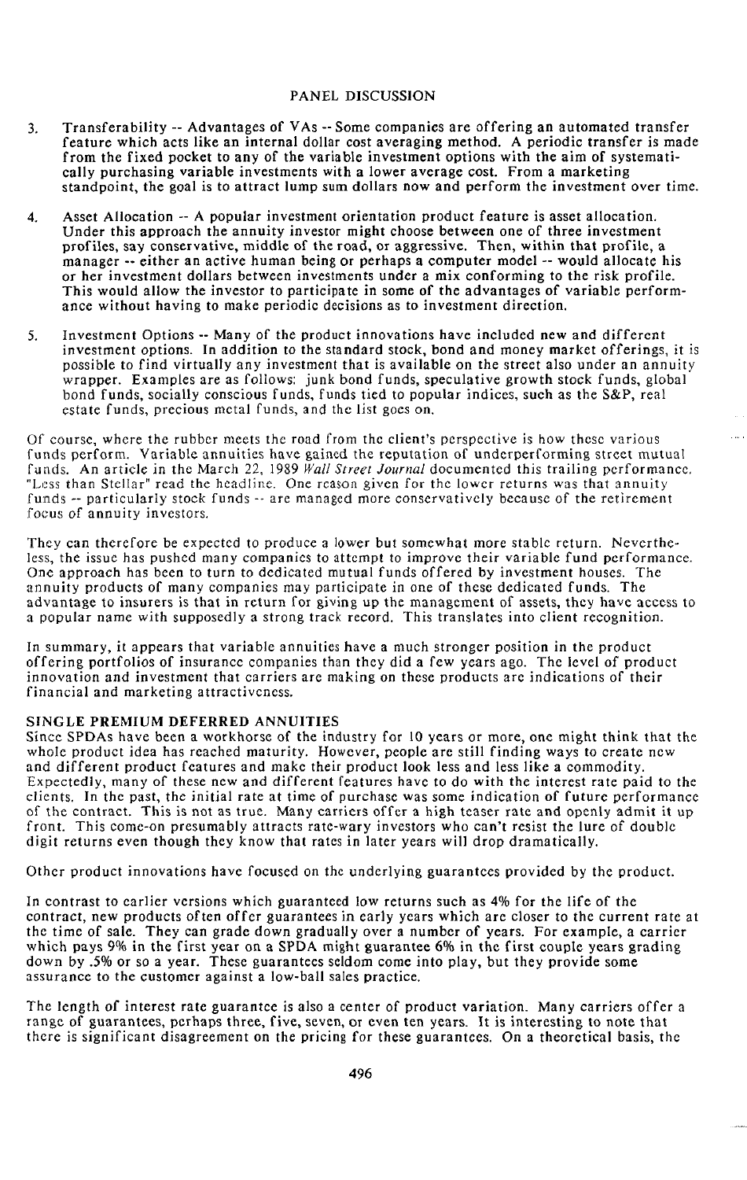3. Transferability -- Advantages of VAs -- Some companies are offering an automated transfer feature which acts like an internal dollar cost averaging method. A periodic transfer is made from the fixed pocket to any of the variable investment options with the aim of systematically purchasing variable investments with a lower average cost. From a marketing standpoint, the goal is to attract lump sum dollars now and perform the investment over time.

4. Asset Allocation -- A popular investment orientation product feature is asset allocation. Under this approach the annuity investor might choose between one of three investment profiles, say conservative, middle of the road, or aggressive. Then, within that profile, a manager -- either an active human being or perhaps a computer model -- would allocate his or her investment dollars between investments under a mix conforming to the risk profile. This would allow the investor to participate in some of the advantages of variable performance without having to make periodic decisions as to investment direction.

5. Investment Options -- Many of the product innovations have included new and different investment options. In addition to the standard stock, bond and money market offerings, it is possible to find virtually any investment that is available on the street also under an annuity wrapper. Examples are as follows: junk bond funds, speculative growth stock funds, global bond funds, socially conscious funds, funds tied to popular indices, such as the S&P, real estate funds, precious metal funds, and the list goes on.

Of course, where the rubber meets the road from the client's perspective is how these various funds perform. Variable annuities have gained the reputation of underperforming street mutual funds. An article in the March 22, 1989 *Wall Street Journal* documented this trailing performance. "Less than Stellar" read the headline. One reason given for the lower returns was that annuity funds -- particularly stock funds -- are managed more conservatively because of the retirement focus of annuity investors.

They can therefore be expected to produce a lower but somewhat more stable return. Nevertheless, the issue has pushed many companies to attempt to improve their variable fund performance. One approach has been to turn to dedicated mutual funds offered by investment houses. The annuity products of many companies may participate in one of these dedicated funds. The advantage to insurers is that in return for giving up the management of assets, they have access to a popular name with supposedly a strong track record. This translates into client recognition.

In summary, it appears that variable annuities have a much stronger position in the product offering portfolios of insurance companies than they did a few years ago. The level of product innovation and investment that carriers are making on these products are indications of their financial and marketing attractiveness.

**SINGLE PREMIUM DEFERRED ANNUITIES**

Since SPDAs have been a workhorse of the industry for 10 years or more, one might think that the whole product idea has reached maturity. However, people are still finding ways to create new and different product features and make their product look less and less like a commodity. Expectedly, many of these new and different features have to do with the interest rate paid to the clients. In the past, the initial rate at time of purchase was some indication of future performance of the contract. This is not as true. Many carriers offer a high teaser rate and openly admit it up front. This come-on presumably attracts rate-wary investors who can't resist the lure of double digit returns even though they know that rates in later years will drop dramatically.

Other product innovations have focused on the underlying guarantees provided by the product.

In contrast to earlier versions which guaranteed low returns such as 4% for the life of the contract, new products often offer guarantees in early years which are closer to the current rate at the time of sale. They can grade down gradually over a number of years. For example, a carrier which pays 9% in the first year on a SPDA might guarantee 6% in the first couple years grading down by .5% or so a year. These guarantees seldom come into play, but they provide some assurance to the customer against a low-ball sales practice.

The length of interest rate guarantee is also a center of product variation. Many carriers offer a range of guarantees, perhaps three, five, seven, or even ten years. It is interesting to note that there is significant disagreement on the pricing for these guarantees. On a theoretical basis, the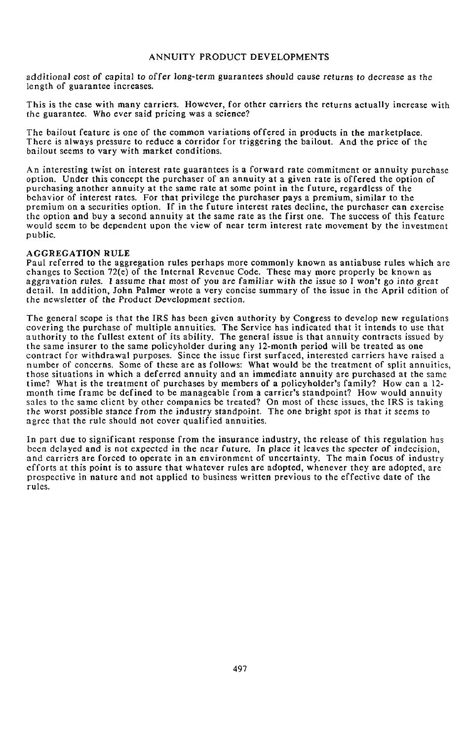additional cost of capital to offer long-term guarantees should cause returns to decrease as the length of guarantee increases.

This is the case with many carriers. However, for other carriers the returns actually increase with the guarantee. Who ever said pricing was a science?

The bailout feature is one of the common variations offered in products in the marketplace. There is always pressure to reduce a corridor for triggering the bailout. And the price of the bailout seems to vary with market conditions.

An interesting twist on interest rate guarantees is a forward rate commitment or annuity purchase option. Under this concept the purchaser of an annuity at a given rate is offered the option of purchasing another annuity at the same rate at some point in the future, regardless of the behavior of interest rates. For that privilege the purchaser pays a premium, similar to the premium on a securities option. If in the future interest rates decline, the purchaser can exercise the option and buy a second annuity at the same rate as the first one. The success of this feature would seem to be dependent upon the view of near term interest rate movement by the investment public.

## AGGREGATION RULE

Paul referred to the aggregation rules perhaps more commonly known as antiabuse rules which are changes to Section 72(e) of the Internal Revenue Code. These may more properly be known as aggravation rules. I assume that most of you are familiar with the issue so I won't go into great detail. In addition, John Palmer wrote a very concise summary of the issue in the April edition of the newsletter of the Product Development section.

The general scope is that the IRS has been given authority by Congress to develop new regulations covering the purchase of multiple annuities. The Service has indicated that it intends to use that authority to the fullest extent of its ability. The general issue is that annuity contracts issued by the same insurer to the same policyholder during any 12-month period will be treated as one contract for withdrawal purposes. Since the issue first surfaced, interested carriers have raised a number of concerns. Some of these are as follows: What would be the treatment of split annuities, those situations in which a deferred annuity and an immediate annuity are purchased at the same time? What is the treatment of purchases by members of a policyholder's family? How can a 12-month time frame be defined to be manageable from a carrier's standpoint? How would annuity sales to the same client by other companies be treated? On most of these issues, the IRS is taking the worst possible stance from the industry standpoint. The one bright spot is that it seems to agree that the rule should not cover qualified annuities.

In part due to significant response from the insurance industry, the release of this regulation has been delayed and is not expected in the near future. In place it leaves the specter of indecision, and carriers are forced to operate in an environment of uncertainty. The main focus of industry efforts at this point is to assure that whatever rules are adopted, whenever they are adopted, are prospective in nature and not applied to business written previous to the effective date of the rules.